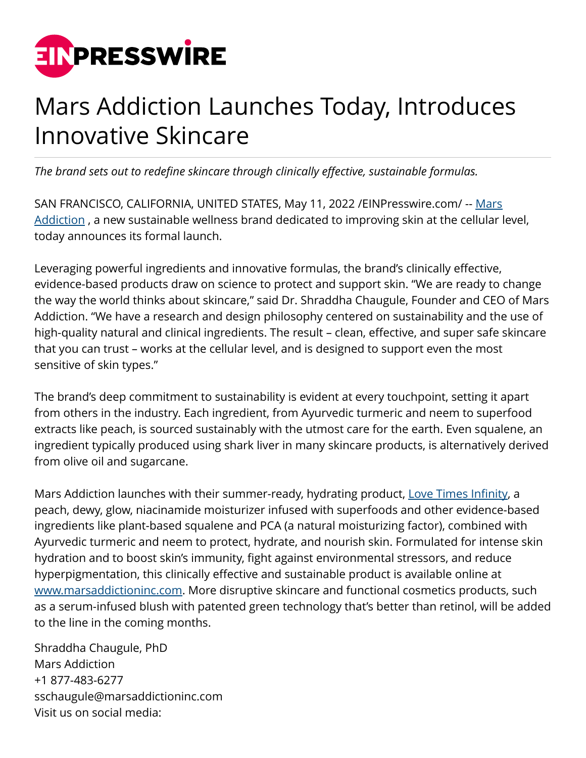# Mars Addiction Launches Today, Introduces Innovative Skincare

*The brand sets out to redefine skincare through clinically effective, sustainable formulas.*

SAN FRANCISCO, CALIFORNIA, UNITED STATES, May 11, 2022 /EINPresswire.com/ -- [Mars Addiction](http://www.marsaddictioninc.com) , a new sustainable wellness brand dedicated to improving skin at the cellular level, today announces its formal launch.

Leveraging powerful ingredients and innovative formulas, the brand's clinically effective, evidence-based products draw on science to protect and support skin. "We are ready to change the way the world thinks about skincare," said Dr. Shraddha Chaugule, Founder and CEO of Mars Addiction. "We have a research and design philosophy centered on sustainability and the use of high-quality natural and clinical ingredients. The result – clean, effective, and super safe skincare that you can trust – works at the cellular level, and is designed to support even the most sensitive of skin types."

The brand's deep commitment to sustainability is evident at every touchpoint, setting it apart from others in the industry. Each ingredient, from Ayurvedic turmeric and neem to superfood extracts like peach, is sourced sustainably with the utmost care for the earth. Even squalene, an ingredient typically produced using shark liver in many skincare products, is alternatively derived from olive oil and sugarcane.

Mars Addiction launches with their summer-ready, hydrating product, Love Times Infinity, a peach, dewy, glow, niacinamide moisturizer infused with superfoods and other evidence-based ingredients like plant-based squalene and PCA (a natural moisturizing factor), combined with Ayurvedic turmeric and neem to protect, hydrate, and nourish skin. Formulated for intense skin hydration and to boost skin's immunity, fight against environmental stressors, and reduce hyperpigmentation, this clinically effective and sustainable product is available online at www.marsaddictioninc.com. More disruptive skincare and functional cosmetics products, such as a serum-infused blush with patented green technology that's better than retinol, will be added to the line in the coming months.

Shraddha Chaugule, PhD
Mars Addiction
+1 877-483-6277
sschaugule@marsaddictioninc.com
Visit us on social media: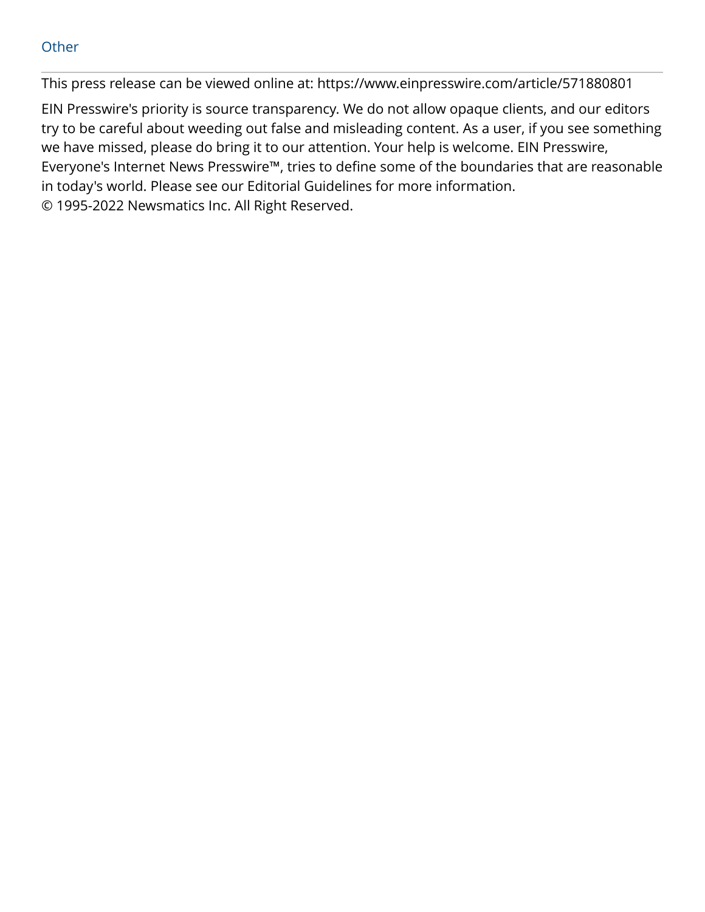Other

---

This press release can be viewed online at: https://www.einpresswire.com/article/571880801

EIN Presswire's priority is source transparency. We do not allow opaque clients, and our editors try to be careful about weeding out false and misleading content. As a user, if you see something we have missed, please do bring it to our attention. Your help is welcome. EIN Presswire, Everyone's Internet News Presswire™, tries to define some of the boundaries that are reasonable in today's world. Please see our Editorial Guidelines for more information.
© 1995-2022 Newsmatics Inc. All Right Reserved.